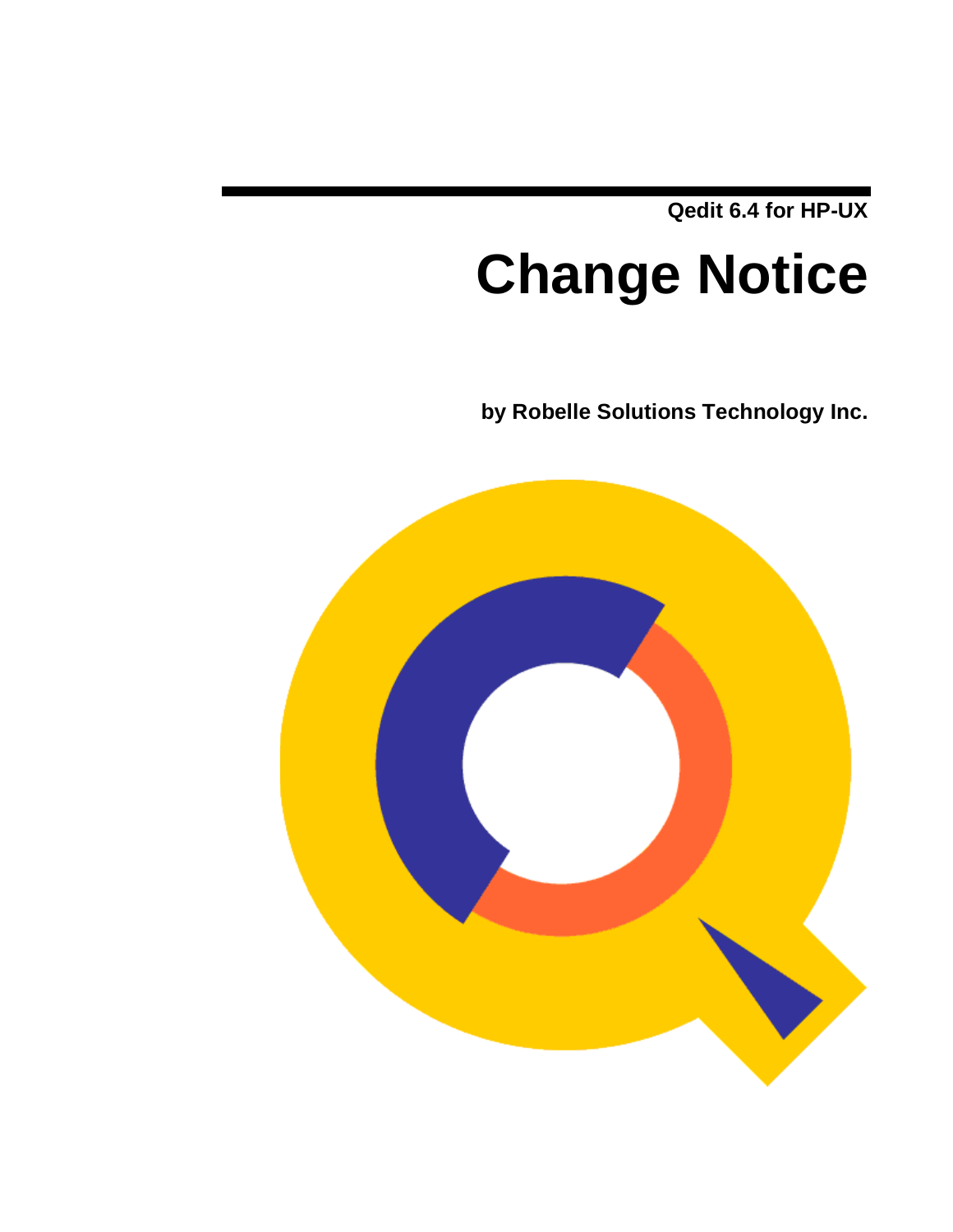Qedit 6.4 for HP-UX

# Change Notice

**by Robelle Solutions Technology Inc.**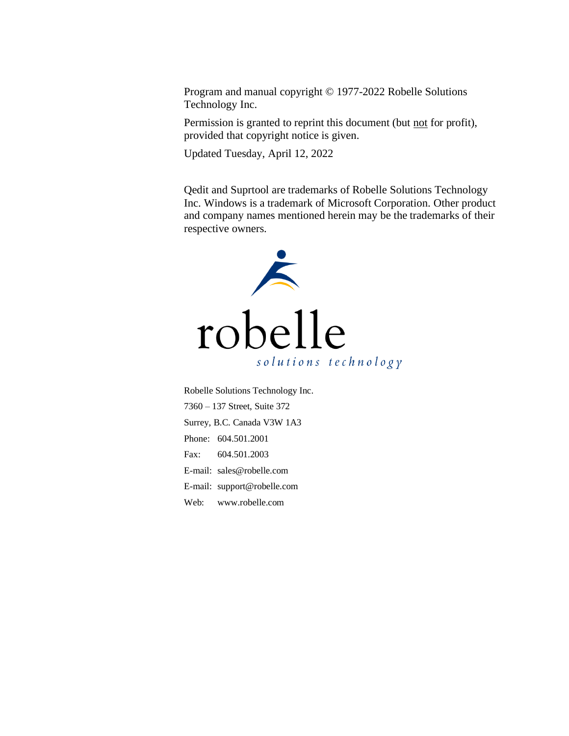Program and manual copyright © 1977-2022 Robelle Solutions Technology Inc.

Permission is granted to reprint this document (but not for profit), provided that copyright notice is given.

Updated Tuesday, April 12, 2022

Qedit and Suprtool are trademarks of Robelle Solutions Technology Inc. Windows is a trademark of Microsoft Corporation. Other product and company names mentioned herein may be the trademarks of their respective owners.

robelle
*solutions technology*

Robelle Solutions Technology Inc.

7360 – 137 Street, Suite 372

Surrey, B.C. Canada V3W 1A3

Phone: 604.501.2001

Fax: 604.501.2003

E-mail: sales@robelle.com

E-mail: support@robelle.com

Web: www.robelle.com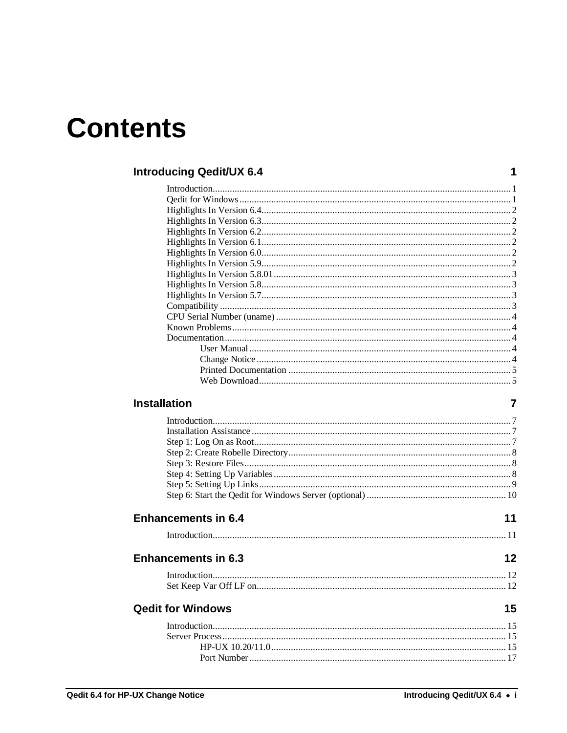# Contents

**Introducing Qedit/UX 6.4** **1**

- Introduction........................................................................................................................ 1
- Qedit for Windows .............................................................................................................. 1
- Highlights In Version 6.4..................................................................................................... 2
- Highlights In Version 6.3..................................................................................................... 2
- Highlights In Version 6.2..................................................................................................... 2
- Highlights In Version 6.1..................................................................................................... 2
- Highlights In Version 6.0..................................................................................................... 2
- Highlights In Version 5.9..................................................................................................... 2
- Highlights In Version 5.8.01................................................................................................ 3
- Highlights In Version 5.8..................................................................................................... 3
- Highlights In Version 5.7..................................................................................................... 3
- Compatibility ...................................................................................................................... 3
- CPU Serial Number (uname) ............................................................................................... 4
- Known Problems ................................................................................................................. 4
- Documentation .................................................................................................................... 4
  - User Manual .......................................................................................................... 4
  - Change Notice ....................................................................................................... 4
  - Printed Documentation .......................................................................................... 5
  - Web Download ...................................................................................................... 5

**Installation** **7**

- Introduction........................................................................................................................ 7
- Installation Assistance ......................................................................................................... 7
- Step 1: Log On as Root ........................................................................................................ 7
- Step 2: Create Robelle Directory .......................................................................................... 8
- Step 3: Restore Files ............................................................................................................ 8
- Step 4: Setting Up Variables ................................................................................................ 8
- Step 5: Setting Up Links ...................................................................................................... 9
- Step 6: Start the Qedit for Windows Server (optional) ......................................................... 10

**Enhancements in 6.4** **11**

- Introduction...................................................................................................................... 11

**Enhancements in 6.3** **12**

- Introduction...................................................................................................................... 12
- Set Keep Var Off LF on..................................................................................................... 12

**Qedit for Windows** **15**

- Introduction...................................................................................................................... 15
- Server Process ................................................................................................................... 15
  - HP-UX 10.20/11.0 ............................................................................................... 15
  - Port Number ........................................................................................................ 17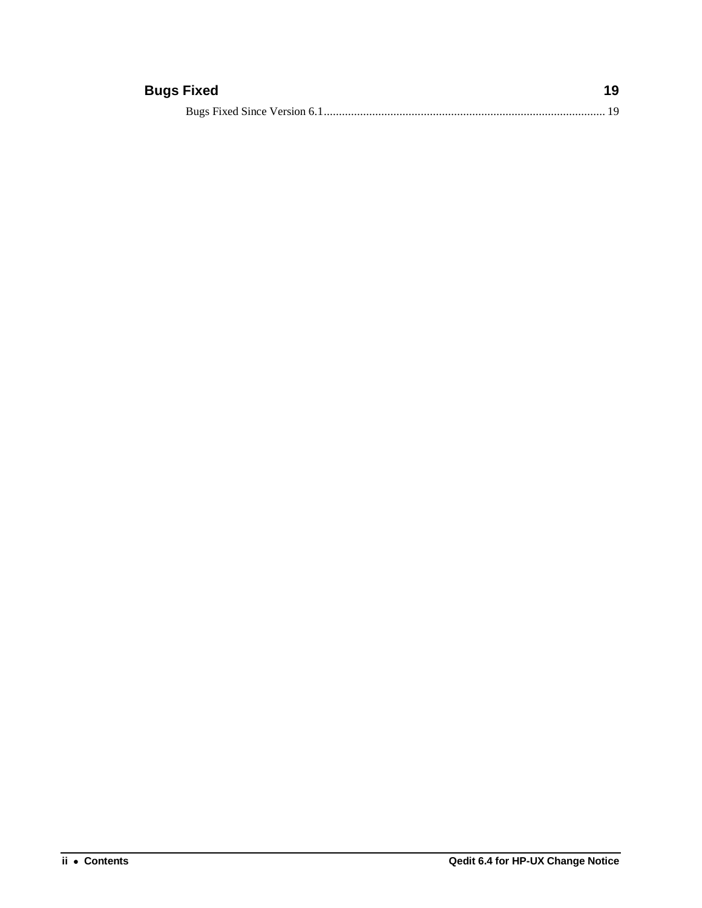**Bugs Fixed** 19

Bugs Fixed Since Version 6.1 ........................................................................................... 19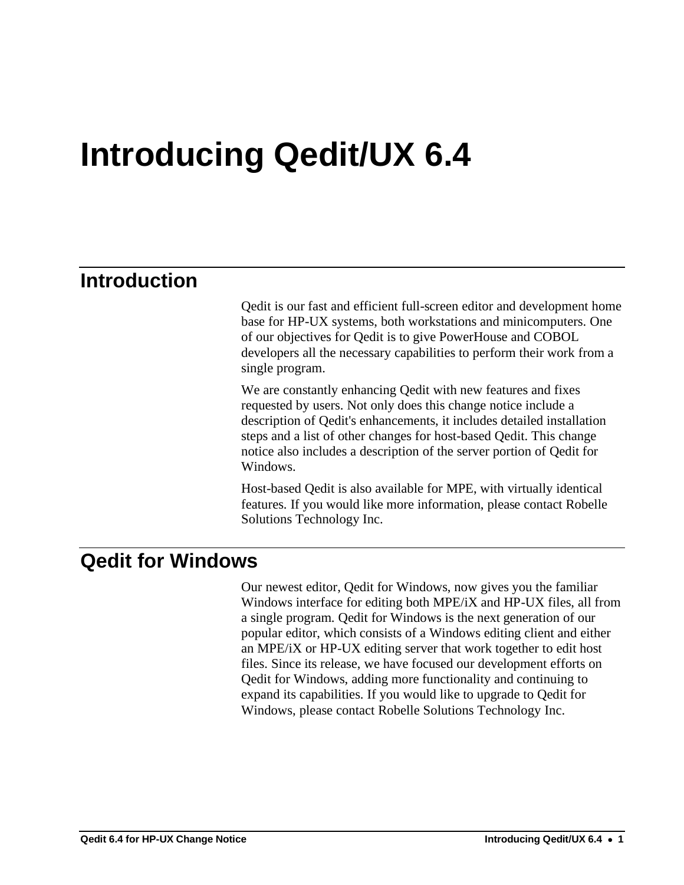# Introducing Qedit/UX 6.4

## Introduction

Qedit is our fast and efficient full-screen editor and development home base for HP-UX systems, both workstations and minicomputers. One of our objectives for Qedit is to give PowerHouse and COBOL developers all the necessary capabilities to perform their work from a single program.

We are constantly enhancing Qedit with new features and fixes requested by users. Not only does this change notice include a description of Qedit's enhancements, it includes detailed installation steps and a list of other changes for host-based Qedit. This change notice also includes a description of the server portion of Qedit for Windows.

Host-based Qedit is also available for MPE, with virtually identical features. If you would like more information, please contact Robelle Solutions Technology Inc.

## Qedit for Windows

Our newest editor, Qedit for Windows, now gives you the familiar Windows interface for editing both MPE/iX and HP-UX files, all from a single program. Qedit for Windows is the next generation of our popular editor, which consists of a Windows editing client and either an MPE/iX or HP-UX editing server that work together to edit host files. Since its release, we have focused our development efforts on Qedit for Windows, adding more functionality and continuing to expand its capabilities. If you would like to upgrade to Qedit for Windows, please contact Robelle Solutions Technology Inc.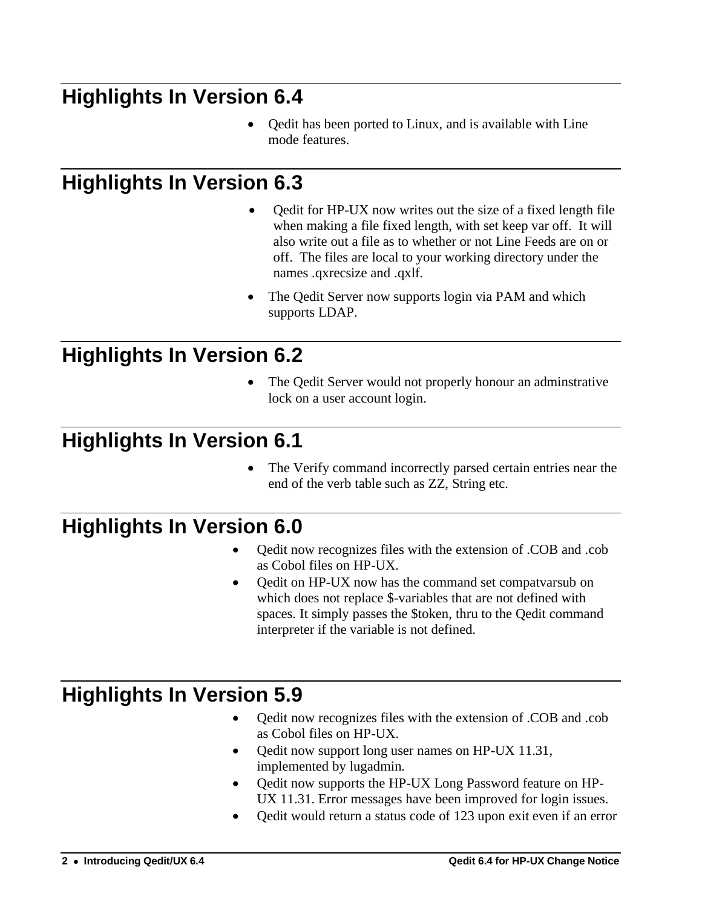# Highlights In Version 6.4

- Qedit has been ported to Linux, and is available with Line mode features.

# Highlights In Version 6.3

- Qedit for HP-UX now writes out the size of a fixed length file when making a file fixed length, with set keep var off. It will also write out a file as to whether or not Line Feeds are on or off. The files are local to your working directory under the names .qxrecsize and .qxlf.
- The Qedit Server now supports login via PAM and which supports LDAP.

# Highlights In Version 6.2

- The Qedit Server would not properly honour an adminstrative lock on a user account login.

# Highlights In Version 6.1

- The Verify command incorrectly parsed certain entries near the end of the verb table such as ZZ, String etc.

# Highlights In Version 6.0

- Qedit now recognizes files with the extension of .COB and .cob as Cobol files on HP-UX.
- Qedit on HP-UX now has the command set compatvarsub on which does not replace $-variables that are not defined with spaces. It simply passes the $token, thru to the Qedit command interpreter if the variable is not defined.

# Highlights In Version 5.9

- Qedit now recognizes files with the extension of .COB and .cob as Cobol files on HP-UX.
- Qedit now support long user names on HP-UX 11.31, implemented by lugadmin.
- Qedit now supports the HP-UX Long Password feature on HP-UX 11.31. Error messages have been improved for login issues.
- Qedit would return a status code of 123 upon exit even if an error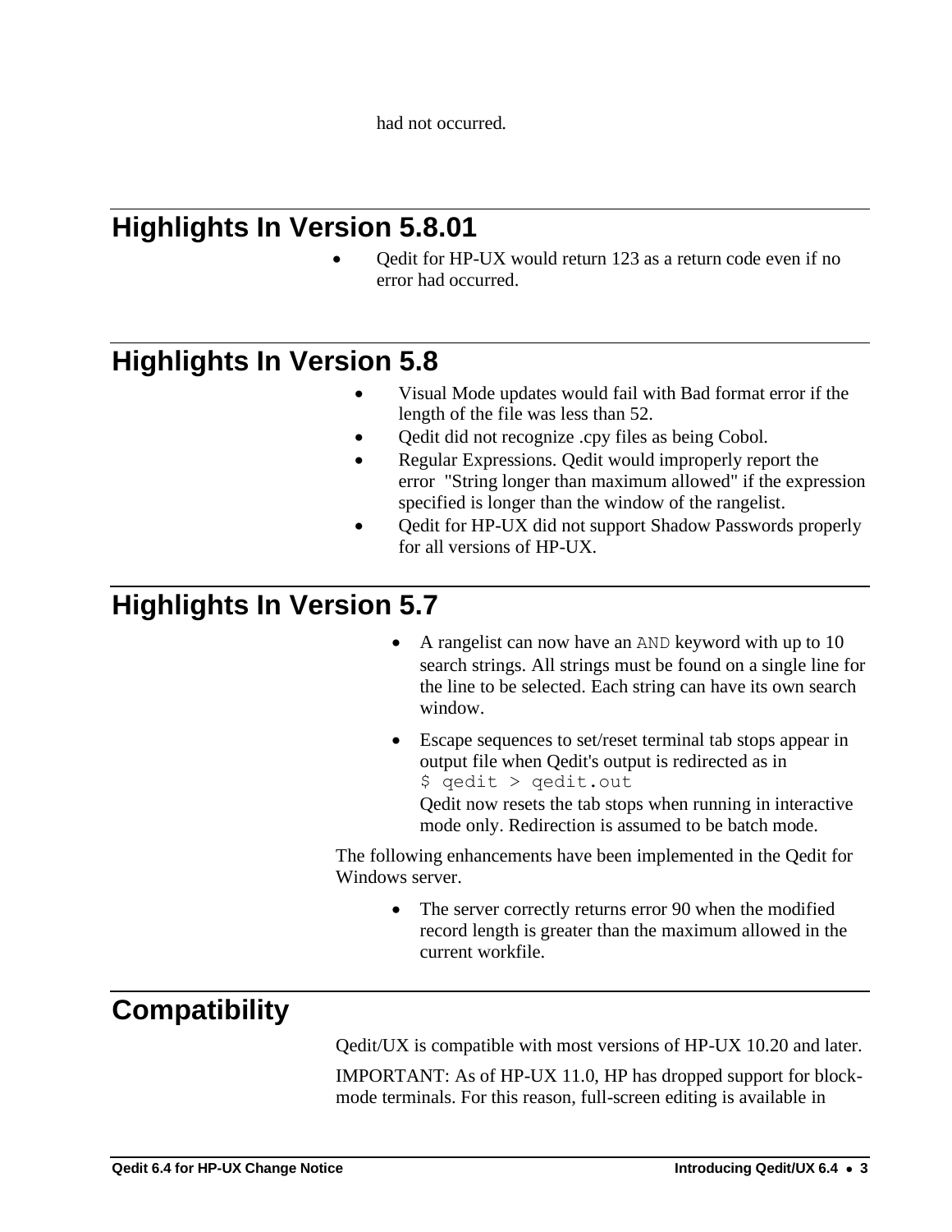had not occurred.

## Highlights In Version 5.8.01

- Qedit for HP-UX would return 123 as a return code even if no error had occurred.

## Highlights In Version 5.8

- Visual Mode updates would fail with Bad format error if the length of the file was less than 52.
- Qedit did not recognize .cpy files as being Cobol.
- Regular Expressions. Qedit would improperly report the error "String longer than maximum allowed" if the expression specified is longer than the window of the rangelist.
- Qedit for HP-UX did not support Shadow Passwords properly for all versions of HP-UX.

## Highlights In Version 5.7

- A rangelist can now have an `AND` keyword with up to 10 search strings. All strings must be found on a single line for the line to be selected. Each string can have its own search window.
- Escape sequences to set/reset terminal tab stops appear in output file when Qedit's output is redirected as in
  `$ qedit > qedit.out`
  Qedit now resets the tab stops when running in interactive mode only. Redirection is assumed to be batch mode.

The following enhancements have been implemented in the Qedit for Windows server.

- The server correctly returns error 90 when the modified record length is greater than the maximum allowed in the current workfile.

## Compatibility

Qedit/UX is compatible with most versions of HP-UX 10.20 and later.

IMPORTANT: As of HP-UX 11.0, HP has dropped support for block-mode terminals. For this reason, full-screen editing is available in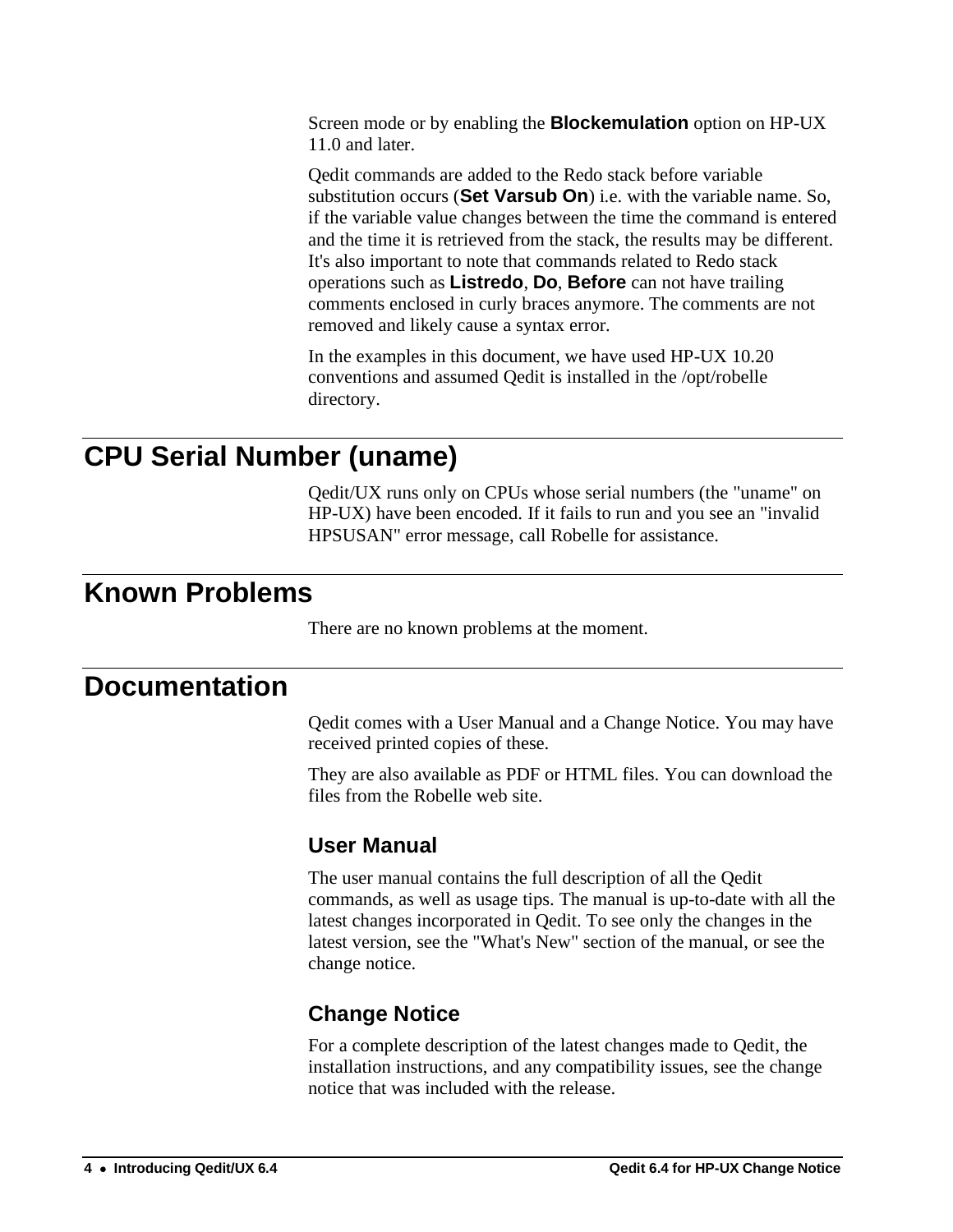Screen mode or by enabling the **Blockemulation** option on HP-UX 11.0 and later.

Qedit commands are added to the Redo stack before variable substitution occurs (**Set Varsub On**) i.e. with the variable name. So, if the variable value changes between the time the command is entered and the time it is retrieved from the stack, the results may be different. It's also important to note that commands related to Redo stack operations such as **Listredo**, **Do**, **Before** can not have trailing comments enclosed in curly braces anymore. The comments are not removed and likely cause a syntax error.

In the examples in this document, we have used HP-UX 10.20 conventions and assumed Qedit is installed in the /opt/robelle directory.

# CPU Serial Number (uname)

Qedit/UX runs only on CPUs whose serial numbers (the "uname" on HP-UX) have been encoded. If it fails to run and you see an "invalid HPSUSAN" error message, call Robelle for assistance.

# Known Problems

There are no known problems at the moment.

# Documentation

Qedit comes with a User Manual and a Change Notice. You may have received printed copies of these.

They are also available as PDF or HTML files. You can download the files from the Robelle web site.

## User Manual

The user manual contains the full description of all the Qedit commands, as well as usage tips. The manual is up-to-date with all the latest changes incorporated in Qedit. To see only the changes in the latest version, see the "What's New" section of the manual, or see the change notice.

## Change Notice

For a complete description of the latest changes made to Qedit, the installation instructions, and any compatibility issues, see the change notice that was included with the release.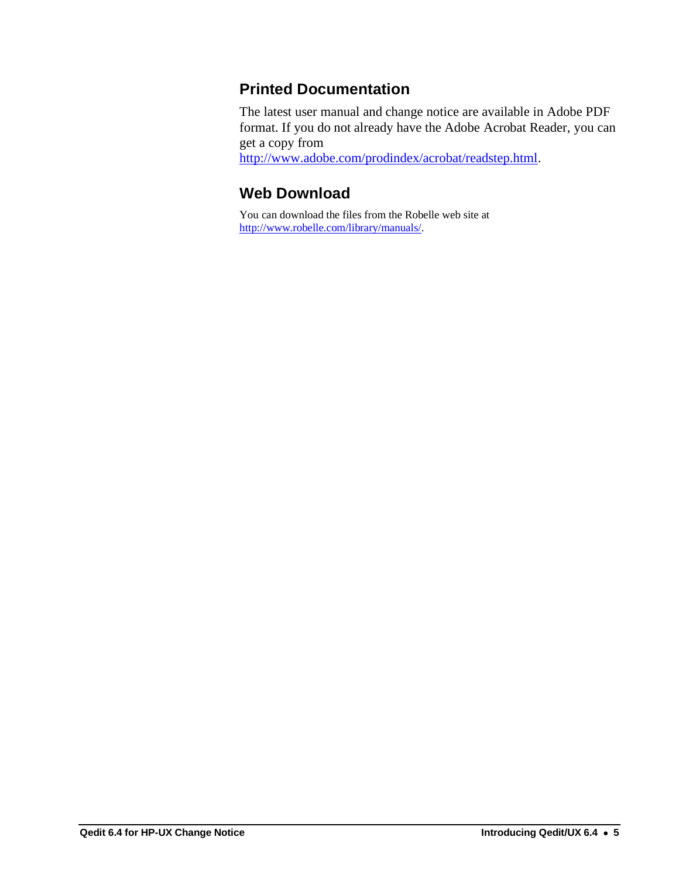## Printed Documentation

The latest user manual and change notice are available in Adobe PDF format. If you do not already have the Adobe Acrobat Reader, you can get a copy from http://www.adobe.com/prodindex/acrobat/readstep.html.

## Web Download

You can download the files from the Robelle web site at http://www.robelle.com/library/manuals/.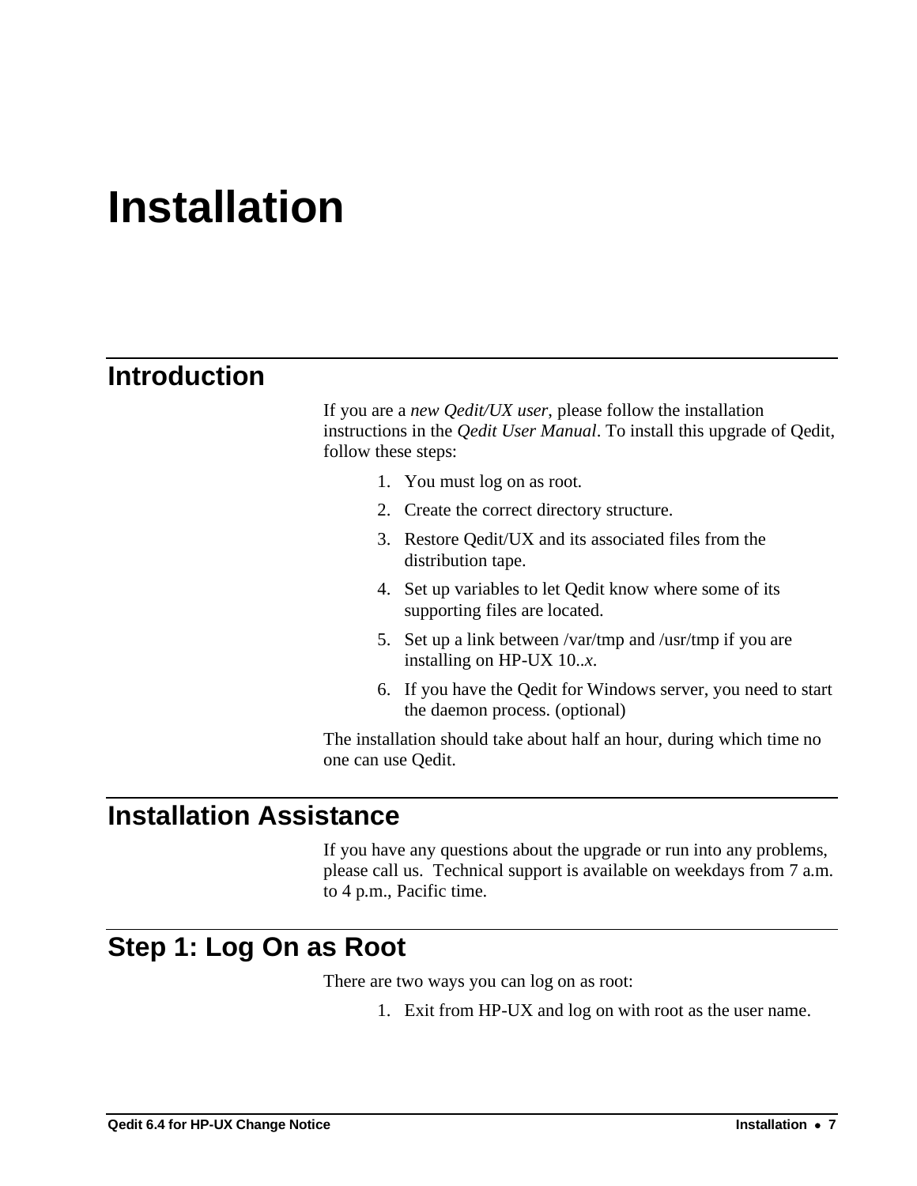# Installation

## Introduction

If you are a *new Qedit/UX user*, please follow the installation instructions in the *Qedit User Manual*. To install this upgrade of Qedit, follow these steps:

1. You must log on as root.
2. Create the correct directory structure.
3. Restore Qedit/UX and its associated files from the distribution tape.
4. Set up variables to let Qedit know where some of its supporting files are located.
5. Set up a link between /var/tmp and /usr/tmp if you are installing on HP-UX 10..*x*.
6. If you have the Qedit for Windows server, you need to start the daemon process. (optional)

The installation should take about half an hour, during which time no one can use Qedit.

## Installation Assistance

If you have any questions about the upgrade or run into any problems, please call us. Technical support is available on weekdays from 7 a.m. to 4 p.m., Pacific time.

## Step 1: Log On as Root

There are two ways you can log on as root:

1. Exit from HP-UX and log on with root as the user name.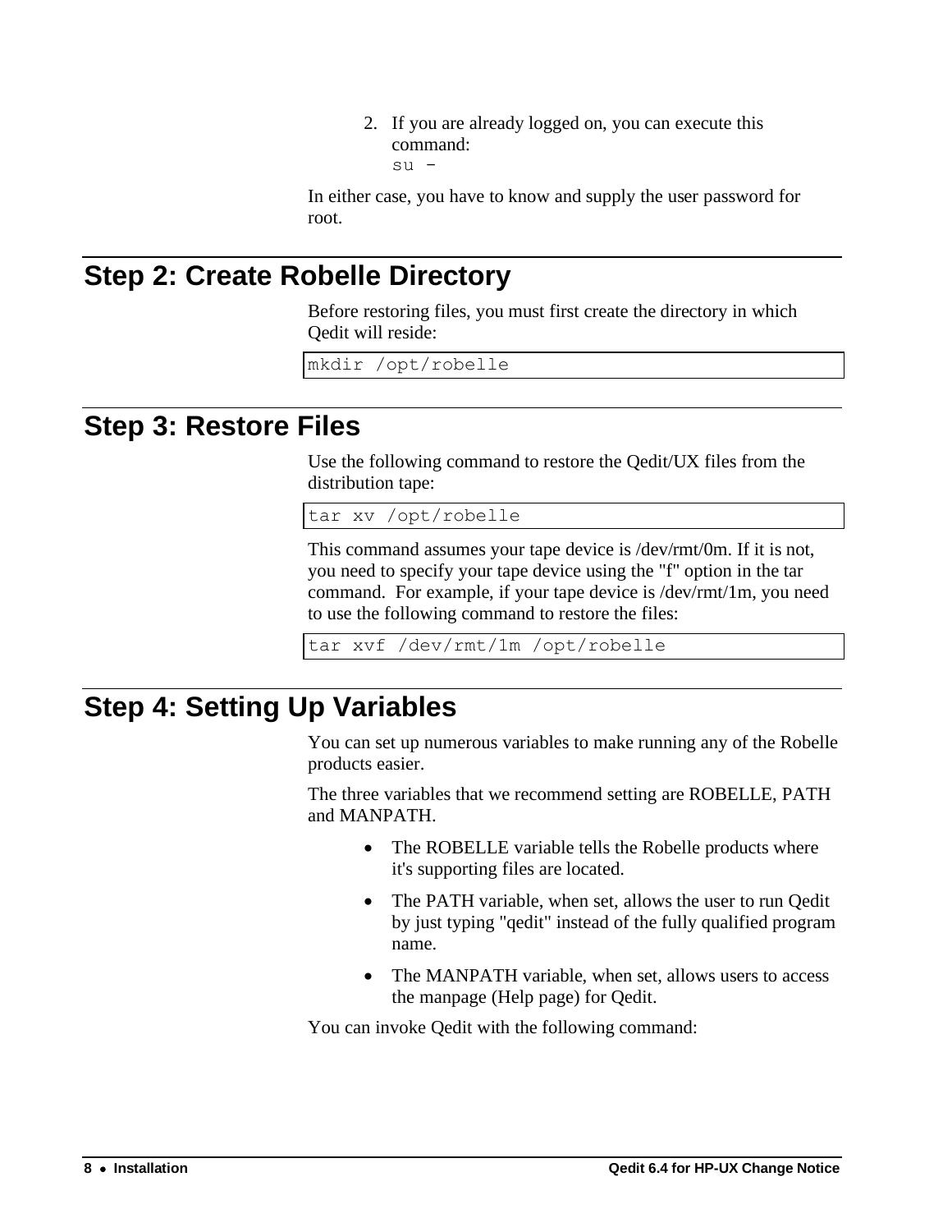2. If you are already logged on, you can execute this command:
   `su -`

In either case, you have to know and supply the user password for root.

## Step 2: Create Robelle Directory

Before restoring files, you must first create the directory in which Qedit will reside:

```
mkdir /opt/robelle
```

## Step 3: Restore Files

Use the following command to restore the Qedit/UX files from the distribution tape:

```
tar xv /opt/robelle
```

This command assumes your tape device is /dev/rmt/0m. If it is not, you need to specify your tape device using the "f" option in the tar command. For example, if your tape device is /dev/rmt/1m, you need to use the following command to restore the files:

```
tar xvf /dev/rmt/1m /opt/robelle
```

## Step 4: Setting Up Variables

You can set up numerous variables to make running any of the Robelle products easier.

The three variables that we recommend setting are ROBELLE, PATH and MANPATH.

- The ROBELLE variable tells the Robelle products where it's supporting files are located.
- The PATH variable, when set, allows the user to run Qedit by just typing "qedit" instead of the fully qualified program name.
- The MANPATH variable, when set, allows users to access the manpage (Help page) for Qedit.

You can invoke Qedit with the following command: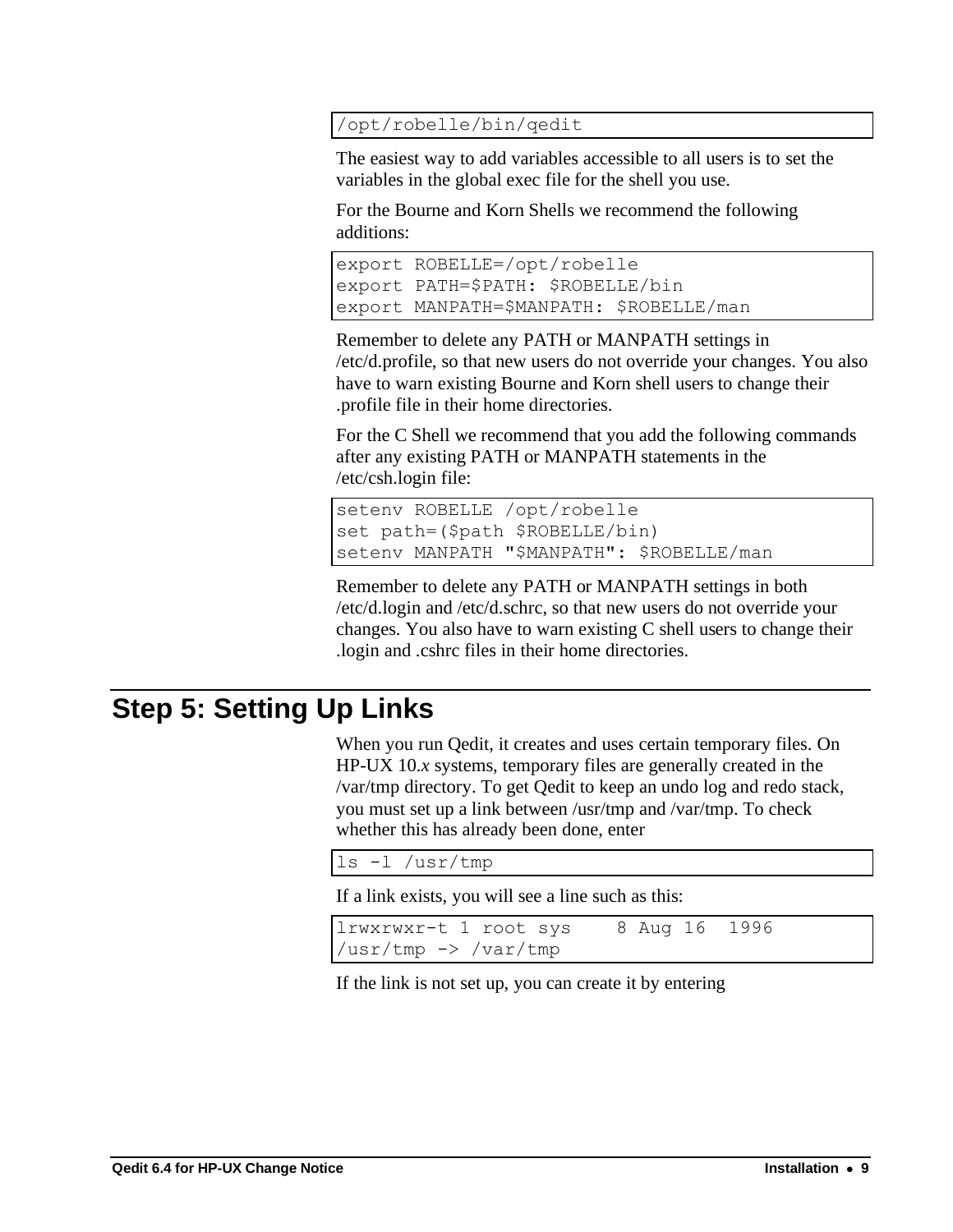```
/opt/robelle/bin/qedit
```

The easiest way to add variables accessible to all users is to set the variables in the global exec file for the shell you use.

For the Bourne and Korn Shells we recommend the following additions:

```
export ROBELLE=/opt/robelle
export PATH=$PATH: $ROBELLE/bin
export MANPATH=$MANPATH: $ROBELLE/man
```

Remember to delete any PATH or MANPATH settings in /etc/d.profile, so that new users do not override your changes. You also have to warn existing Bourne and Korn shell users to change their .profile file in their home directories.

For the C Shell we recommend that you add the following commands after any existing PATH or MANPATH statements in the /etc/csh.login file:

```
setenv ROBELLE /opt/robelle
set path=($path $ROBELLE/bin)
setenv MANPATH "$MANPATH": $ROBELLE/man
```

Remember to delete any PATH or MANPATH settings in both /etc/d.login and /etc/d.schrc, so that new users do not override your changes. You also have to warn existing C shell users to change their .login and .cshrc files in their home directories.

# Step 5: Setting Up Links

When you run Qedit, it creates and uses certain temporary files. On HP-UX 10.*x* systems, temporary files are generally created in the /var/tmp directory. To get Qedit to keep an undo log and redo stack, you must set up a link between /usr/tmp and /var/tmp. To check whether this has already been done, enter

```
ls -l /usr/tmp
```

If a link exists, you will see a line such as this:

```
lrwxrwxr-t 1 root sys    8 Aug 16  1996
/usr/tmp -> /var/tmp
```

If the link is not set up, you can create it by entering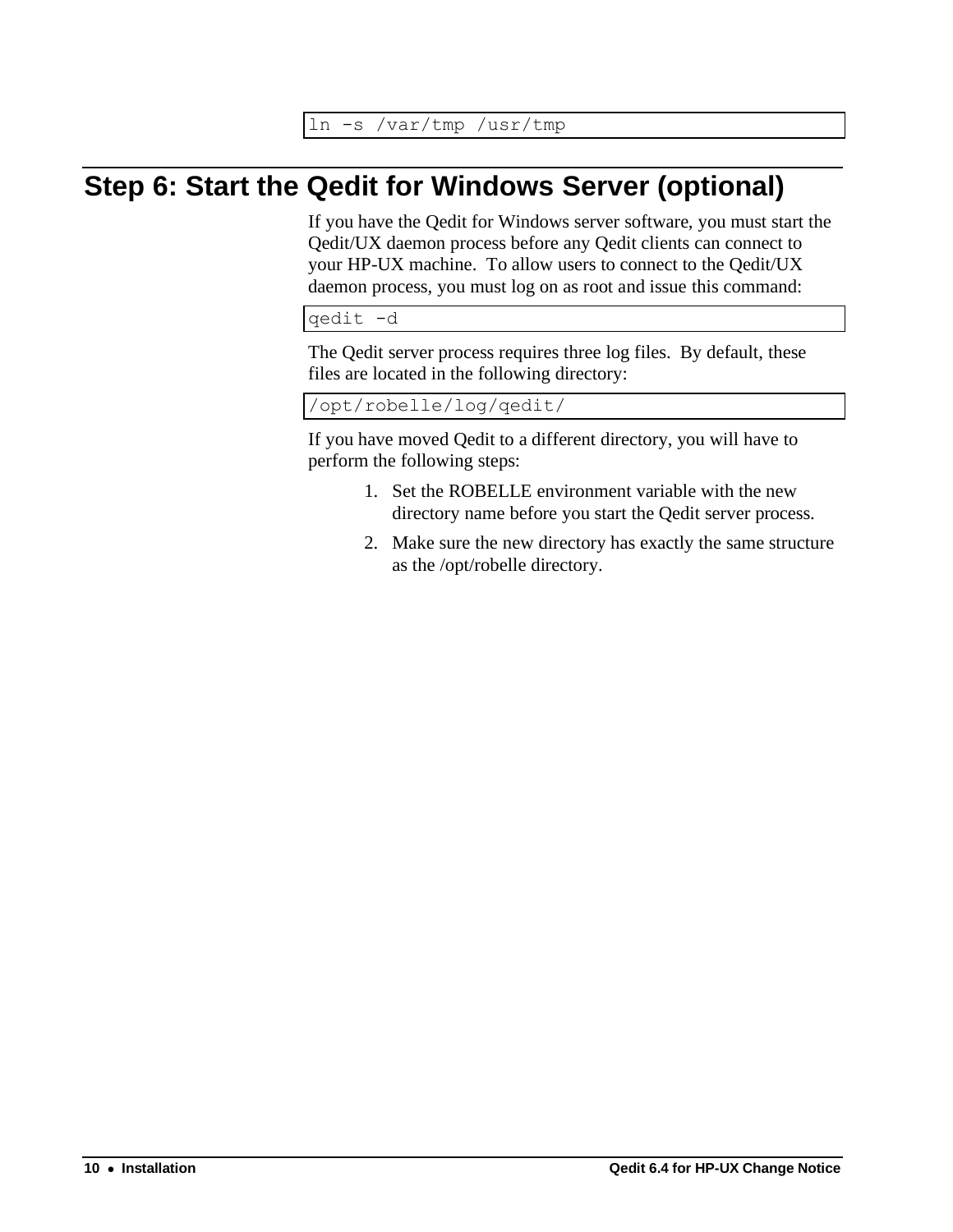```
ln -s /var/tmp /usr/tmp
```

## Step 6: Start the Qedit for Windows Server (optional)

If you have the Qedit for Windows server software, you must start the Qedit/UX daemon process before any Qedit clients can connect to your HP-UX machine. To allow users to connect to the Qedit/UX daemon process, you must log on as root and issue this command:

```
qedit -d
```

The Qedit server process requires three log files. By default, these files are located in the following directory:

```
/opt/robelle/log/qedit/
```

If you have moved Qedit to a different directory, you will have to perform the following steps:

1. Set the ROBELLE environment variable with the new directory name before you start the Qedit server process.
2. Make sure the new directory has exactly the same structure as the /opt/robelle directory.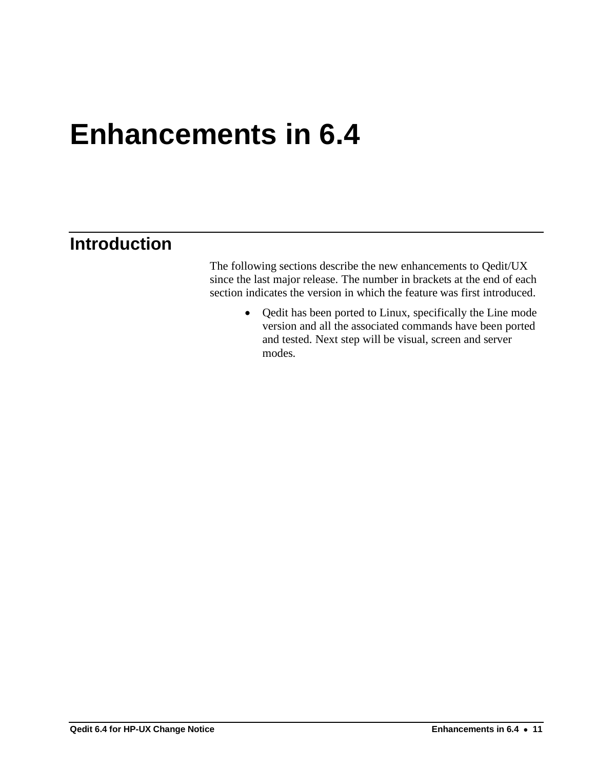# Enhancements in 6.4

## Introduction

The following sections describe the new enhancements to Qedit/UX since the last major release. The number in brackets at the end of each section indicates the version in which the feature was first introduced.

- Qedit has been ported to Linux, specifically the Line mode version and all the associated commands have been ported and tested. Next step will be visual, screen and server modes.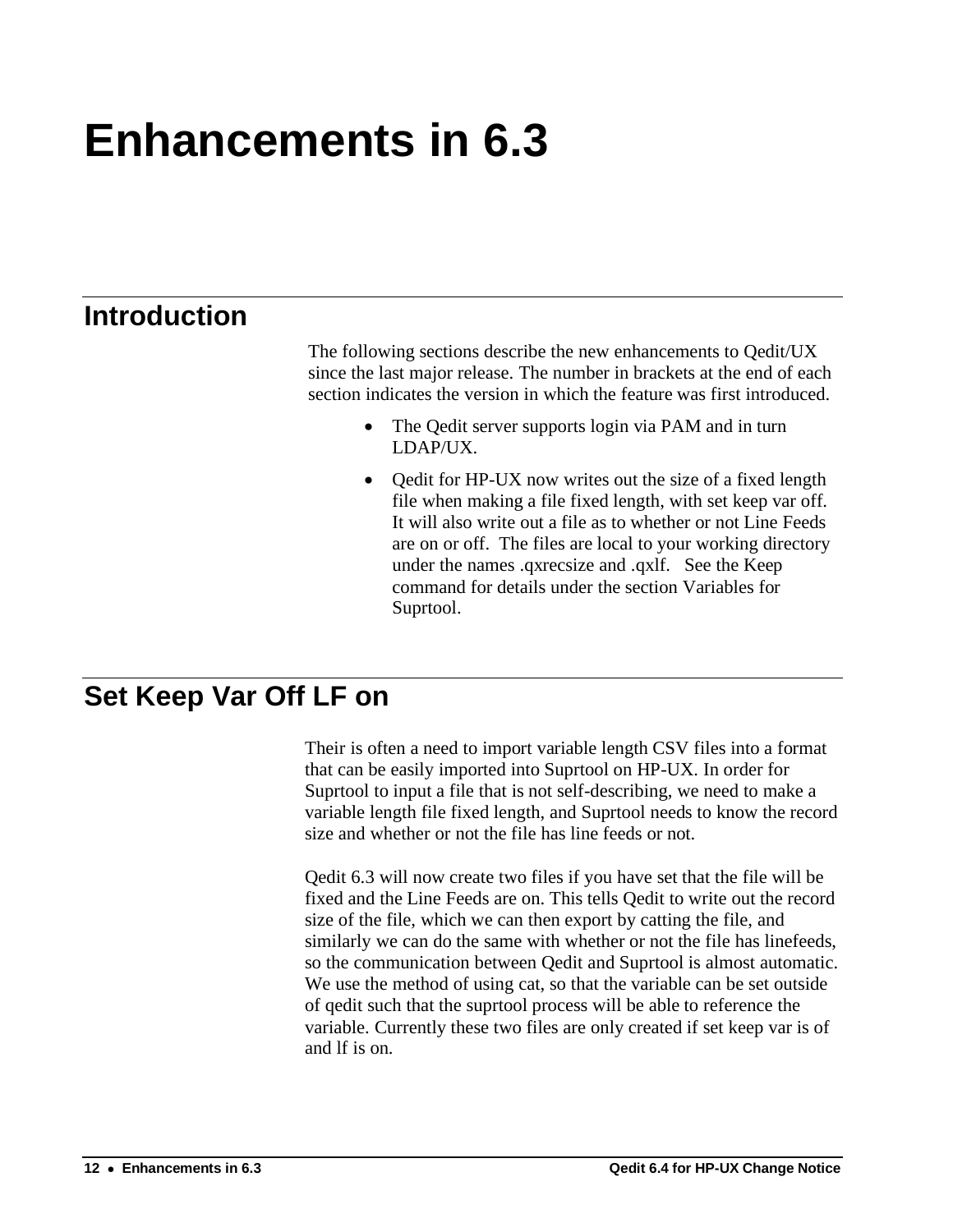# Enhancements in 6.3

## Introduction

The following sections describe the new enhancements to Qedit/UX since the last major release. The number in brackets at the end of each section indicates the version in which the feature was first introduced.

- The Qedit server supports login via PAM and in turn LDAP/UX.
- Qedit for HP-UX now writes out the size of a fixed length file when making a file fixed length, with set keep var off. It will also write out a file as to whether or not Line Feeds are on or off. The files are local to your working directory under the names .qxrecsize and .qxlf. See the Keep command for details under the section Variables for Suprtool.

## Set Keep Var Off LF on

Their is often a need to import variable length CSV files into a format that can be easily imported into Suprtool on HP-UX. In order for Suprtool to input a file that is not self-describing, we need to make a variable length file fixed length, and Suprtool needs to know the record size and whether or not the file has line feeds or not.

Qedit 6.3 will now create two files if you have set that the file will be fixed and the Line Feeds are on. This tells Qedit to write out the record size of the file, which we can then export by catting the file, and similarly we can do the same with whether or not the file has linefeeds, so the communication between Qedit and Suprtool is almost automatic. We use the method of using cat, so that the variable can be set outside of qedit such that the suprtool process will be able to reference the variable. Currently these two files are only created if set keep var is of and lf is on.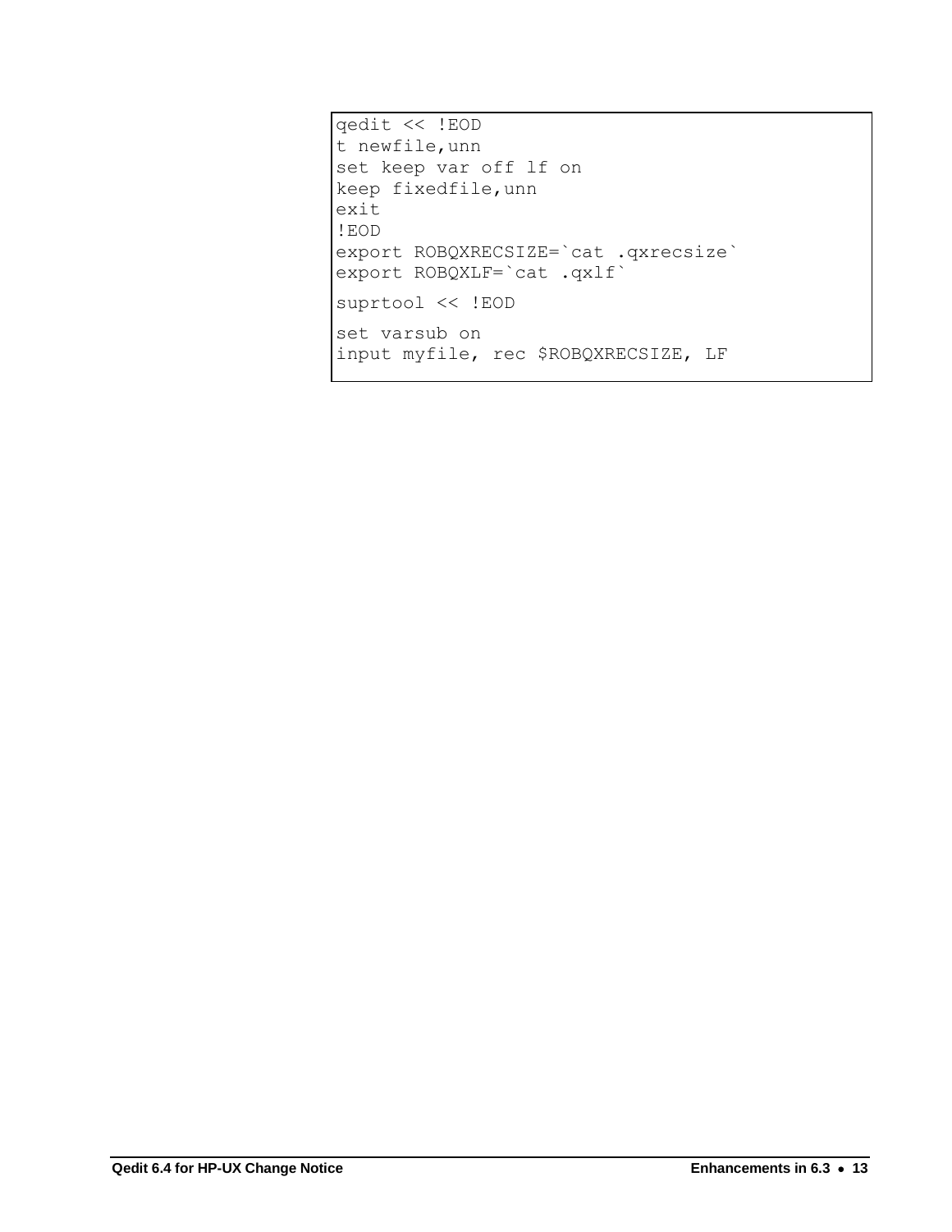```
qedit << !EOD
t newfile,unn
set keep var off lf on
keep fixedfile,unn
exit
!EOD
export ROBQXRECSIZE=`cat .qxrecsize`
export ROBQXLF=`cat .qxlf`
suprtool << !EOD
set varsub on
input myfile, rec $ROBQXRECSIZE, LF
```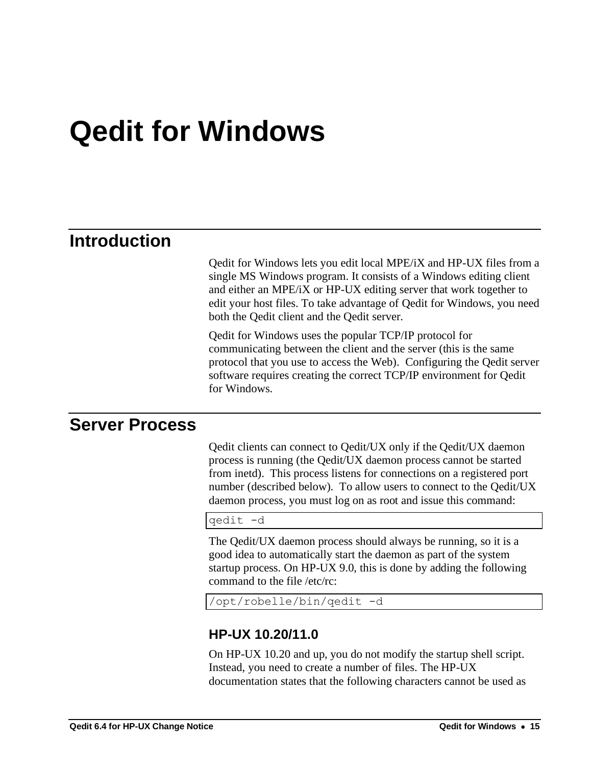# Qedit for Windows

## Introduction

Qedit for Windows lets you edit local MPE/iX and HP-UX files from a single MS Windows program. It consists of a Windows editing client and either an MPE/iX or HP-UX editing server that work together to edit your host files. To take advantage of Qedit for Windows, you need both the Qedit client and the Qedit server.

Qedit for Windows uses the popular TCP/IP protocol for communicating between the client and the server (this is the same protocol that you use to access the Web). Configuring the Qedit server software requires creating the correct TCP/IP environment for Qedit for Windows.

## Server Process

Qedit clients can connect to Qedit/UX only if the Qedit/UX daemon process is running (the Qedit/UX daemon process cannot be started from inetd). This process listens for connections on a registered port number (described below). To allow users to connect to the Qedit/UX daemon process, you must log on as root and issue this command:

```
qedit -d
```

The Qedit/UX daemon process should always be running, so it is a good idea to automatically start the daemon as part of the system startup process. On HP-UX 9.0, this is done by adding the following command to the file /etc/rc:

```
/opt/robelle/bin/qedit -d
```

### HP-UX 10.20/11.0

On HP-UX 10.20 and up, you do not modify the startup shell script. Instead, you need to create a number of files. The HP-UX documentation states that the following characters cannot be used as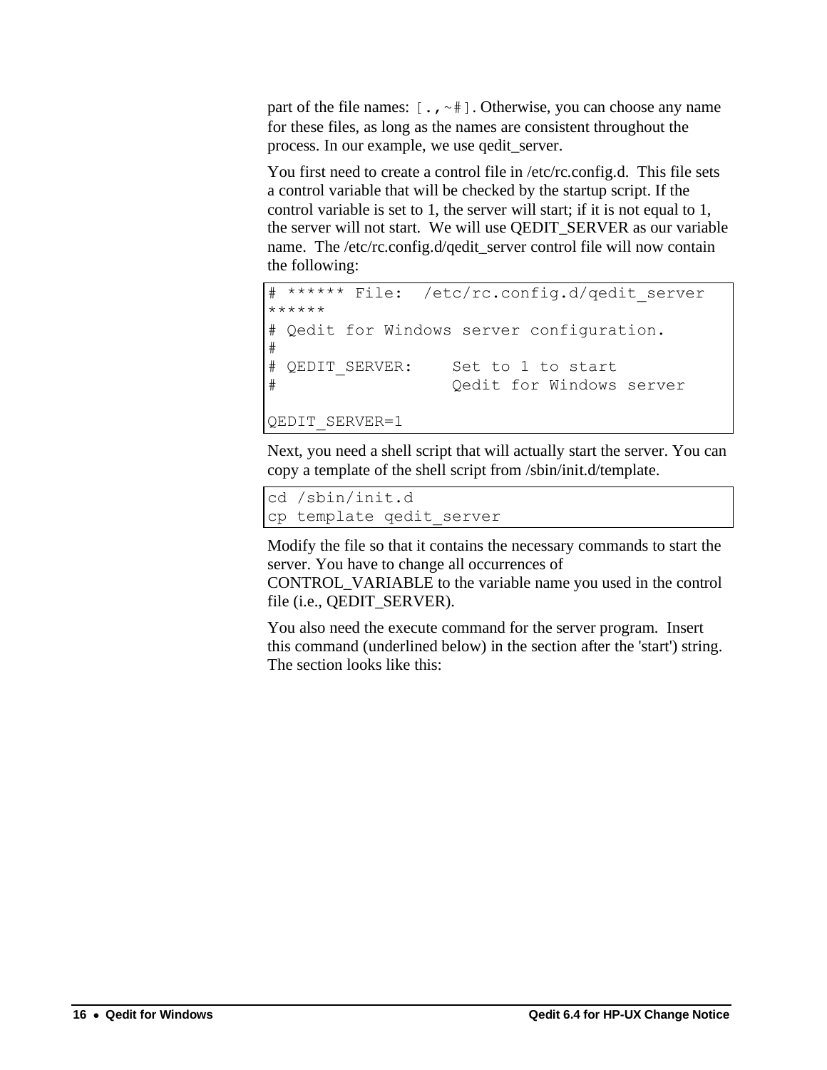part of the file names: `[.,~#]`. Otherwise, you can choose any name for these files, as long as the names are consistent throughout the process. In our example, we use qedit_server.

You first need to create a control file in /etc/rc.config.d. This file sets a control variable that will be checked by the startup script. If the control variable is set to 1, the server will start; if it is not equal to 1, the server will not start. We will use QEDIT_SERVER as our variable name. The /etc/rc.config.d/qedit_server control file will now contain the following:

```
# ****** File:  /etc/rc.config.d/qedit_server
******
# Qedit for Windows server configuration.
#
# QEDIT_SERVER:     Set to 1 to start
#                   Qedit for Windows server

QEDIT_SERVER=1
```

Next, you need a shell script that will actually start the server. You can copy a template of the shell script from /sbin/init.d/template.

```
cd /sbin/init.d
cp template qedit_server
```

Modify the file so that it contains the necessary commands to start the server. You have to change all occurrences of CONTROL_VARIABLE to the variable name you used in the control file (i.e., QEDIT_SERVER).

You also need the execute command for the server program. Insert this command (underlined below) in the section after the 'start') string. The section looks like this: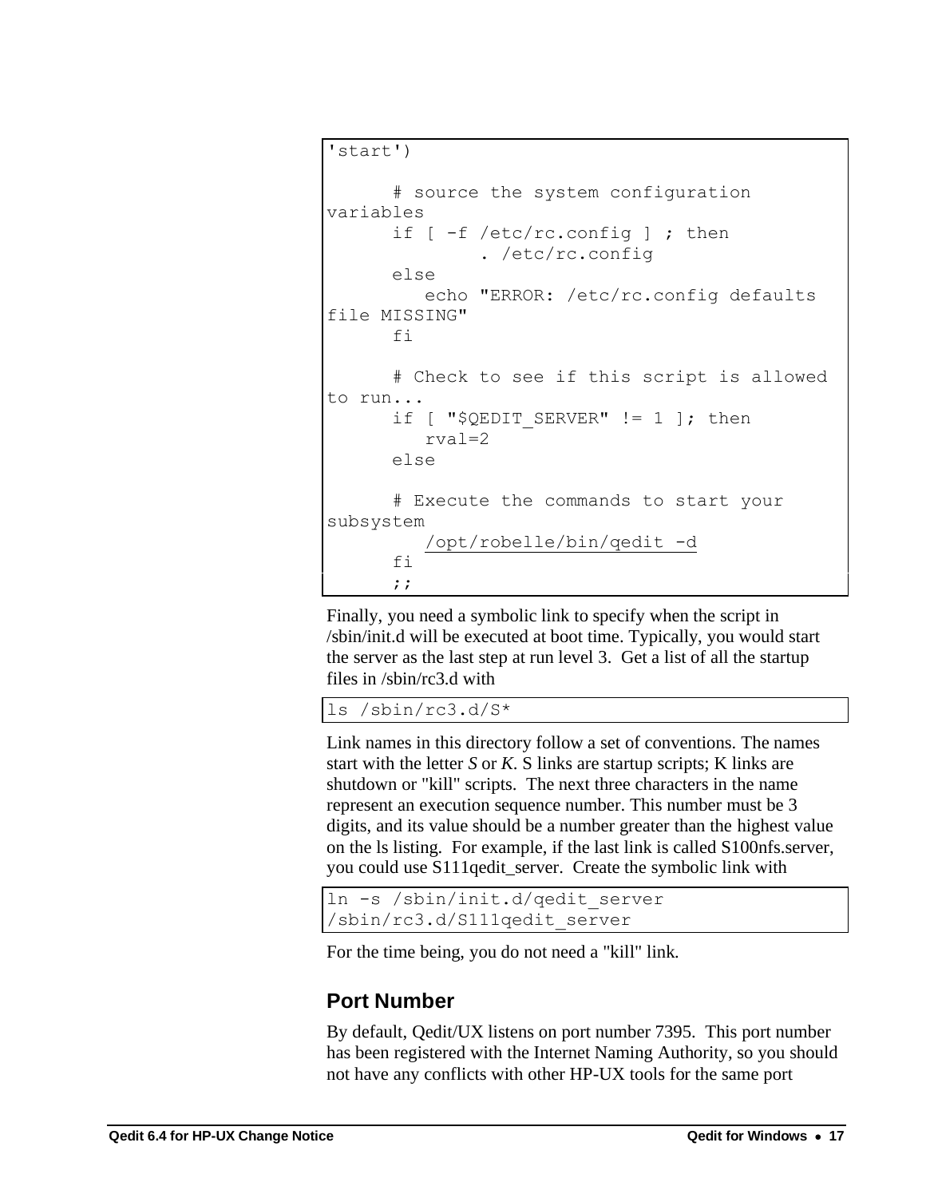```
'start')

      # source the system configuration
variables
      if [ -f /etc/rc.config ] ; then
              . /etc/rc.config
      else
         echo "ERROR: /etc/rc.config defaults
file MISSING"
      fi

      # Check to see if this script is allowed
to run...
      if [ "$QEDIT_SERVER" != 1 ]; then
         rval=2
      else

      # Execute the commands to start your
subsystem
         /opt/robelle/bin/qedit -d
      fi
      ;;
```

Finally, you need a symbolic link to specify when the script in /sbin/init.d will be executed at boot time. Typically, you would start the server as the last step at run level 3. Get a list of all the startup files in /sbin/rc3.d with

```
ls /sbin/rc3.d/S*
```

Link names in this directory follow a set of conventions. The names start with the letter *S* or *K*. S links are startup scripts; K links are shutdown or "kill" scripts. The next three characters in the name represent an execution sequence number. This number must be 3 digits, and its value should be a number greater than the highest value on the ls listing. For example, if the last link is called S100nfs.server, you could use S111qedit_server. Create the symbolic link with

```
ln -s /sbin/init.d/qedit_server
/sbin/rc3.d/S111qedit_server
```

For the time being, you do not need a "kill" link.

## Port Number

By default, Qedit/UX listens on port number 7395. This port number has been registered with the Internet Naming Authority, so you should not have any conflicts with other HP-UX tools for the same port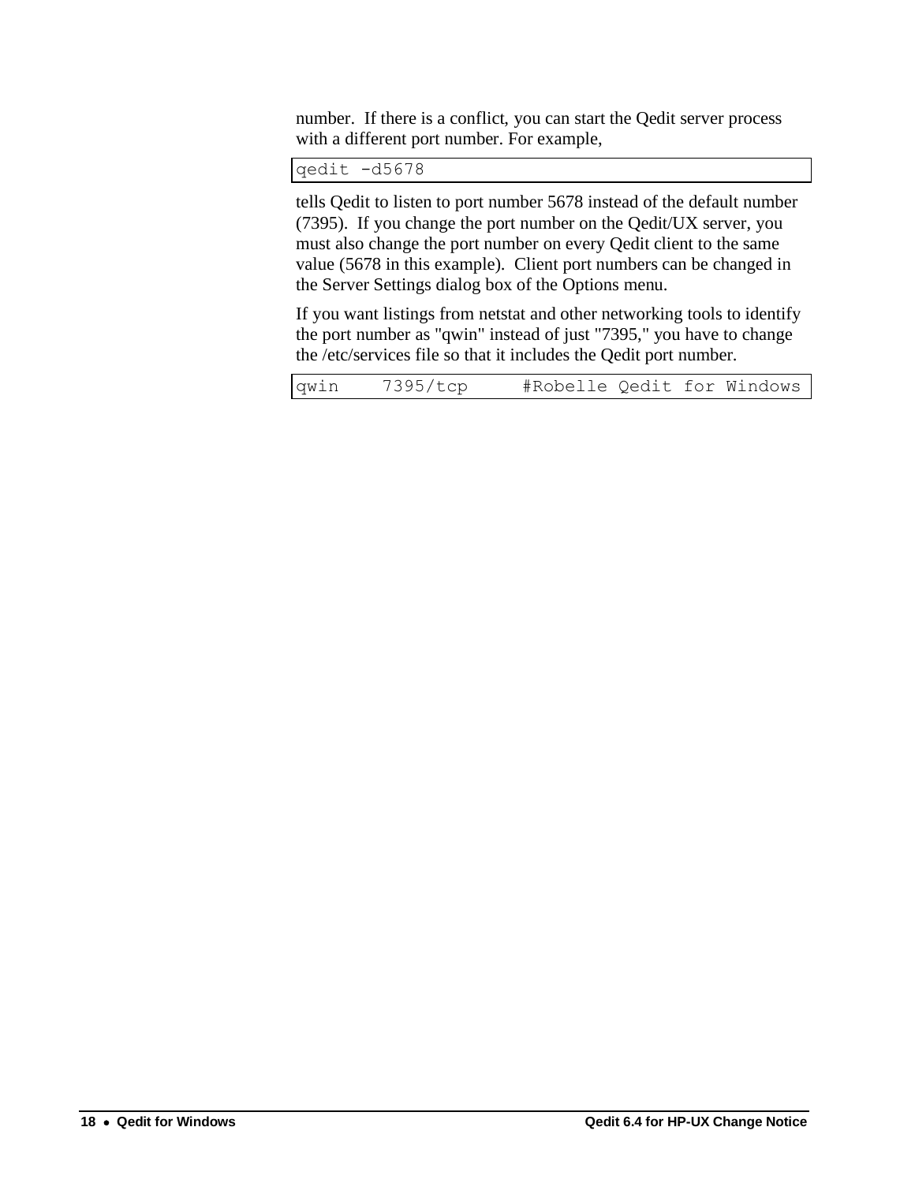number. If there is a conflict, you can start the Qedit server process with a different port number. For example,

```
qedit -d5678
```

tells Qedit to listen to port number 5678 instead of the default number (7395). If you change the port number on the Qedit/UX server, you must also change the port number on every Qedit client to the same value (5678 in this example). Client port numbers can be changed in the Server Settings dialog box of the Options menu.

If you want listings from netstat and other networking tools to identify the port number as "qwin" instead of just "7395," you have to change the /etc/services file so that it includes the Qedit port number.

```
qwin    7395/tcp     #Robelle Qedit for Windows
```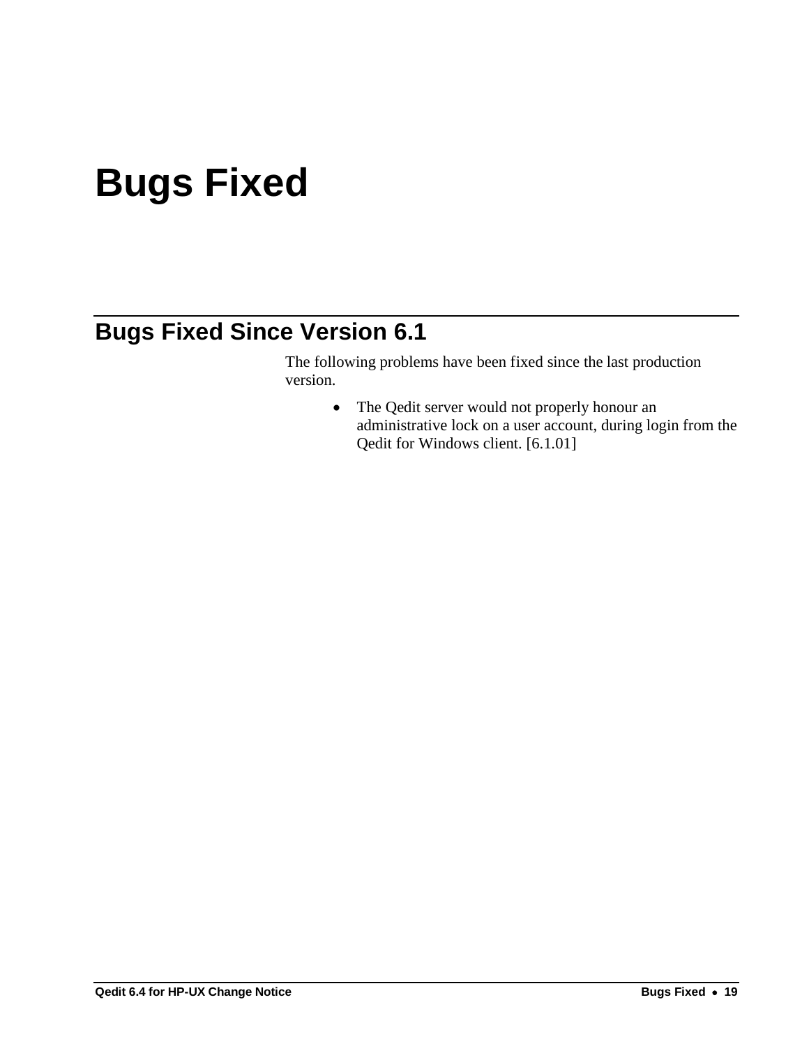# Bugs Fixed

## Bugs Fixed Since Version 6.1

The following problems have been fixed since the last production version.

- The Qedit server would not properly honour an administrative lock on a user account, during login from the Qedit for Windows client. [6.1.01]